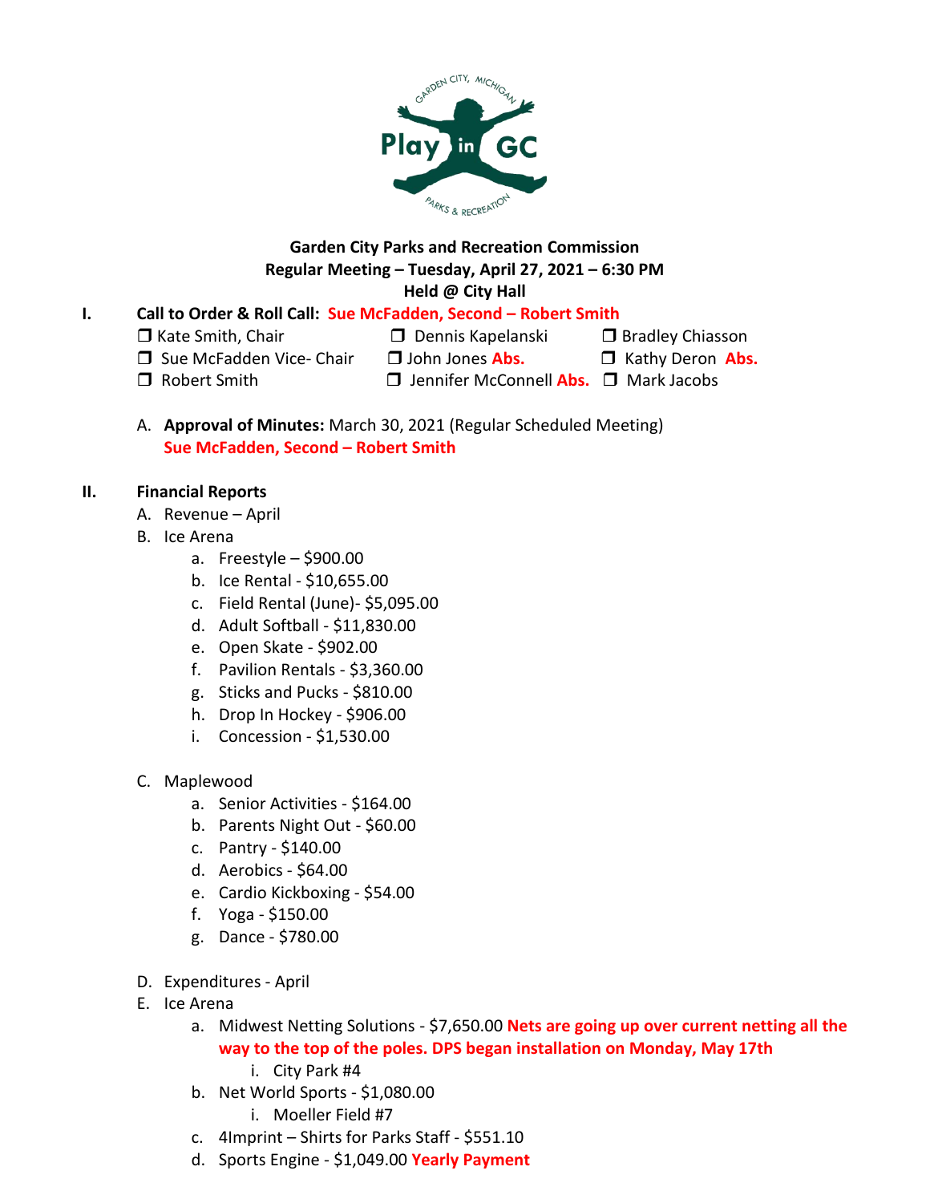**Garden City Parks and Recreation Commission**
**Regular Meeting – Tuesday, April 27, 2021 – 6:30 PM**
**Held @ City Hall**

**I. Call to Order & Roll Call: Sue McFadden, Second – Robert Smith**

❒ Kate Smith, Chair
❒ Sue McFadden Vice- Chair
❒ Robert Smith
❒ Dennis Kapelanski
❒ John Jones **Abs.**
❒ Jennifer McConnell **Abs.**
❒ Bradley Chiasson
❒ Kathy Deron **Abs.**
❒ Mark Jacobs

A. **Approval of Minutes:** March 30, 2021 (Regular Scheduled Meeting)
**Sue McFadden, Second – Robert Smith**

**II. Financial Reports**

A. Revenue – April

B. Ice Arena
   a. Freestyle – $900.00
   b. Ice Rental - $10,655.00
   c. Field Rental (June)- $5,095.00
   d. Adult Softball - $11,830.00
   e. Open Skate - $902.00
   f. Pavilion Rentals - $3,360.00
   g. Sticks and Pucks - $810.00
   h. Drop In Hockey - $906.00
   i. Concession - $1,530.00

C. Maplewood
   a. Senior Activities - $164.00
   b. Parents Night Out - $60.00
   c. Pantry - $140.00
   d. Aerobics - $64.00
   e. Cardio Kickboxing - $54.00
   f. Yoga - $150.00
   g. Dance - $780.00

D. Expenditures - April

E. Ice Arena
   a. Midwest Netting Solutions - $7,650.00 **Nets are going up over current netting all the way to the top of the poles. DPS began installation on Monday, May 17th**
      i. City Park #4
   b. Net World Sports - $1,080.00
      i. Moeller Field #7
   c. 4Imprint – Shirts for Parks Staff - $551.10
   d. Sports Engine - $1,049.00 **Yearly Payment**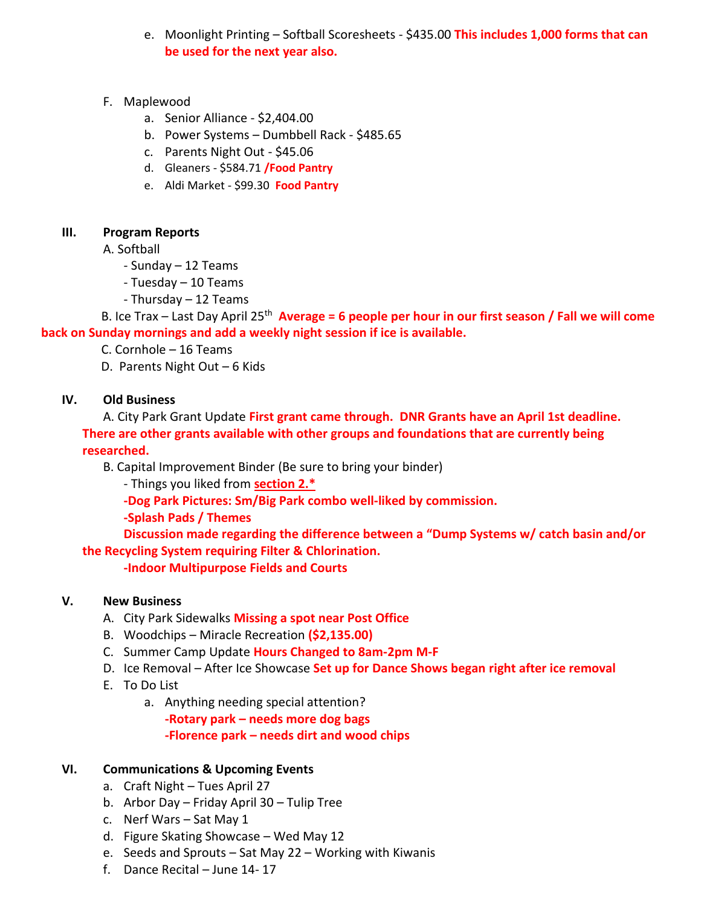e. Moonlight Printing – Softball Scoresheets - $435.00 **This includes 1,000 forms that can be used for the next year also.**

F. Maplewood

   a. Senior Alliance - $2,404.00
   b. Power Systems – Dumbbell Rack - $485.65
   c. Parents Night Out - $45.06
   d. Gleaners - $584.71 **/Food Pantry**
   e. Aldi Market - $99.30 **Food Pantry**

## III. Program Reports

A. Softball

- Sunday – 12 Teams
- Tuesday – 10 Teams
- Thursday – 12 Teams

B. Ice Trax – Last Day April 25th **Average = 6 people per hour in our first season / Fall we will come back on Sunday mornings and add a weekly night session if ice is available.**

C. Cornhole – 16 Teams

D. Parents Night Out – 6 Kids

## IV. Old Business

A. City Park Grant Update **First grant came through. DNR Grants have an April 1st deadline. There are other grants available with other groups and foundations that are currently being researched.**

B. Capital Improvement Binder (Be sure to bring your binder)

- Things you liked from **section 2.***

**-Dog Park Pictures: Sm/Big Park combo well-liked by commission.**

**-Splash Pads / Themes**

**Discussion made regarding the difference between a "Dump Systems w/ catch basin and/or the Recycling System requiring Filter & Chlorination.**

**-Indoor Multipurpose Fields and Courts**

## V. New Business

A. City Park Sidewalks **Missing a spot near Post Office**

B. Woodchips – Miracle Recreation **($2,135.00)**

C. Summer Camp Update **Hours Changed to 8am-2pm M-F**

D. Ice Removal – After Ice Showcase **Set up for Dance Shows began right after ice removal**

E. To Do List

   a. Anything needing special attention?

   **-Rotary park – needs more dog bags**

   **-Florence park – needs dirt and wood chips**

## VI. Communications & Upcoming Events

a. Craft Night – Tues April 27
b. Arbor Day – Friday April 30 – Tulip Tree
c. Nerf Wars – Sat May 1
d. Figure Skating Showcase – Wed May 12
e. Seeds and Sprouts – Sat May 22 – Working with Kiwanis
f. Dance Recital – June 14- 17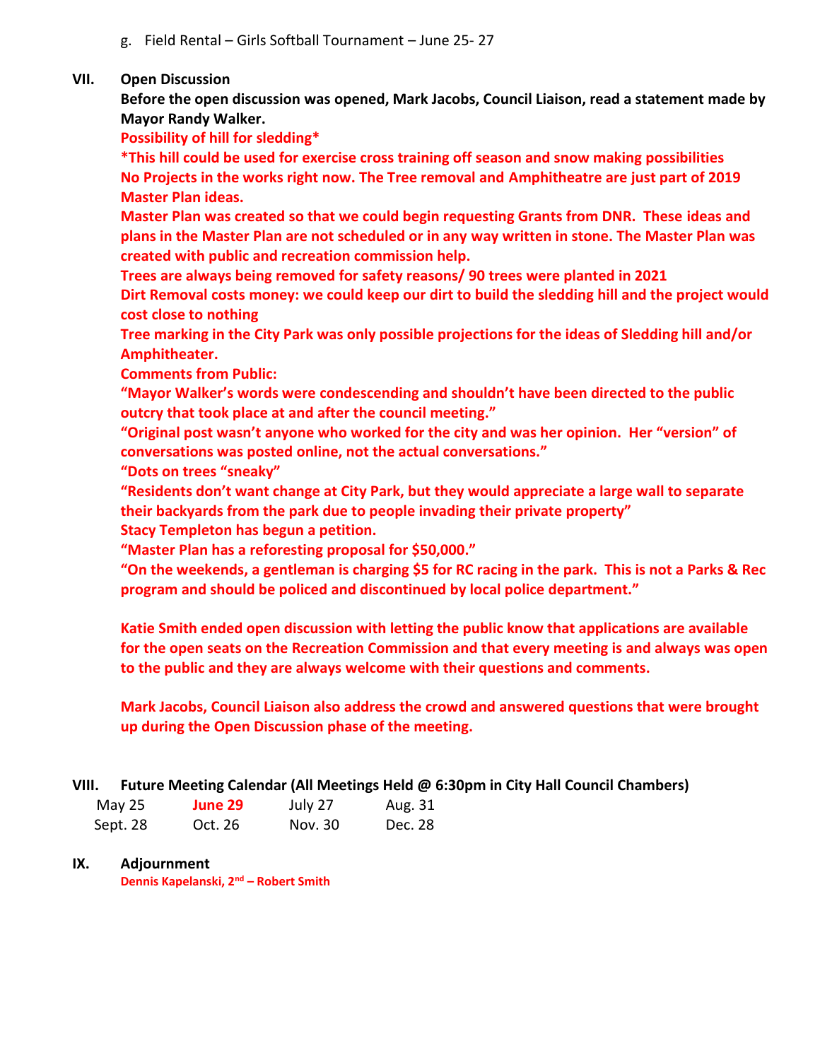g. Field Rental – Girls Softball Tournament – June 25- 27

## VII. Open Discussion

**Before the open discussion was opened, Mark Jacobs, Council Liaison, read a statement made by Mayor Randy Walker.**

**Possibility of hill for sledding***

***This hill could be used for exercise cross training off season and snow making possibilities**

**No Projects in the works right now. The Tree removal and Amphitheatre are just part of 2019 Master Plan ideas.**

**Master Plan was created so that we could begin requesting Grants from DNR. These ideas and plans in the Master Plan are not scheduled or in any way written in stone. The Master Plan was created with public and recreation commission help.**

**Trees are always being removed for safety reasons/ 90 trees were planted in 2021**

**Dirt Removal costs money: we could keep our dirt to build the sledding hill and the project would cost close to nothing**

**Tree marking in the City Park was only possible projections for the ideas of Sledding hill and/or Amphitheater.**

**Comments from Public:**

**"Mayor Walker's words were condescending and shouldn't have been directed to the public outcry that took place at and after the council meeting."**

**"Original post wasn't anyone who worked for the city and was her opinion. Her "version" of conversations was posted online, not the actual conversations."**

**"Dots on trees "sneaky"**

**"Residents don't want change at City Park, but they would appreciate a large wall to separate their backyards from the park due to people invading their private property"**

**Stacy Templeton has begun a petition.**

**"Master Plan has a reforesting proposal for $50,000."**

**"On the weekends, a gentleman is charging $5 for RC racing in the park. This is not a Parks & Rec program and should be policed and discontinued by local police department."**

**Katie Smith ended open discussion with letting the public know that applications are available for the open seats on the Recreation Commission and that every meeting is and always was open to the public and they are always welcome with their questions and comments.**

**Mark Jacobs, Council Liaison also address the crowd and answered questions that were brought up during the Open Discussion phase of the meeting.**

## VIII. Future Meeting Calendar (All Meetings Held @ 6:30pm in City Hall Council Chambers)

| | | | |
|---|---|---|---|
| May 25 | **June 29** | July 27 | Aug. 31 |
| Sept. 28 | Oct. 26 | Nov. 30 | Dec. 28 |

## IX. Adjournment

**Dennis Kapelanski, 2nd – Robert Smith**